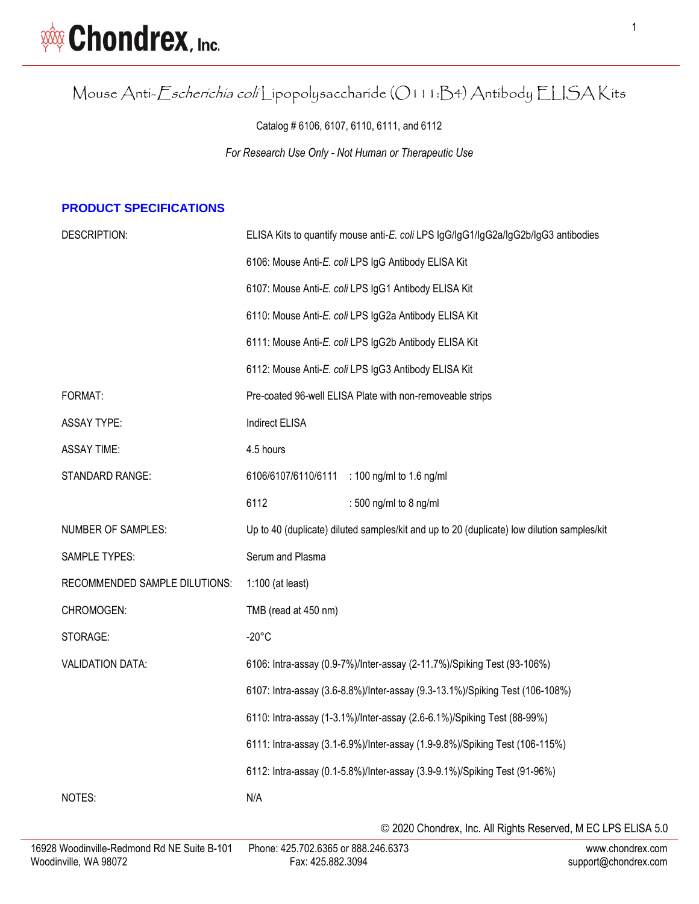# Mouse Anti-*Escherichia coli* Lipopolysaccharide (O111:B4) Antibody ELISA Kits

Catalog # 6106, 6107, 6110, 6111, and 6112

*For Research Use Only - Not Human or Therapeutic Use*

## PRODUCT SPECIFICATIONS

| | |
|---|---|
| DESCRIPTION: | ELISA Kits to quantify mouse anti-*E. coli* LPS IgG/IgG1/IgG2a/IgG2b/IgG3 antibodies |
| | 6106: Mouse Anti-*E. coli* LPS IgG Antibody ELISA Kit |
| | 6107: Mouse Anti-*E. coli* LPS IgG1 Antibody ELISA Kit |
| | 6110: Mouse Anti-*E. coli* LPS IgG2a Antibody ELISA Kit |
| | 6111: Mouse Anti-*E. coli* LPS IgG2b Antibody ELISA Kit |
| | 6112: Mouse Anti-*E. coli* LPS IgG3 Antibody ELISA Kit |
| FORMAT: | Pre-coated 96-well ELISA Plate with non-removeable strips |
| ASSAY TYPE: | Indirect ELISA |
| ASSAY TIME: | 4.5 hours |
| STANDARD RANGE: | 6106/6107/6110/6111 : 100 ng/ml to 1.6 ng/ml |
| | 6112 : 500 ng/ml to 8 ng/ml |
| NUMBER OF SAMPLES: | Up to 40 (duplicate) diluted samples/kit and up to 20 (duplicate) low dilution samples/kit |
| SAMPLE TYPES: | Serum and Plasma |
| RECOMMENDED SAMPLE DILUTIONS: | 1:100 (at least) |
| CHROMOGEN: | TMB (read at 450 nm) |
| STORAGE: | -20°C |
| VALIDATION DATA: | 6106: Intra-assay (0.9-7%)/Inter-assay (2-11.7%)/Spiking Test (93-106%) |
| | 6107: Intra-assay (3.6-8.8%)/Inter-assay (9.3-13.1%)/Spiking Test (106-108%) |
| | 6110: Intra-assay (1-3.1%)/Inter-assay (2.6-6.1%)/Spiking Test (88-99%) |
| | 6111: Intra-assay (3.1-6.9%)/Inter-assay (1.9-9.8%)/Spiking Test (106-115%) |
| | 6112: Intra-assay (0.1-5.8%)/Inter-assay (3.9-9.1%)/Spiking Test (91-96%) |
| NOTES: | N/A |

© 2020 Chondrex, Inc. All Rights Reserved, M EC LPS ELISA 5.0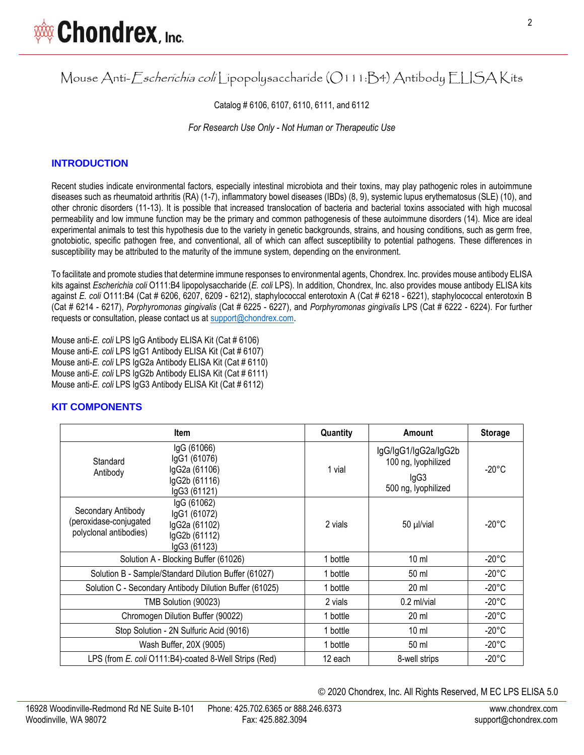# Mouse Anti-*Escherichia coli* Lipopolysaccharide (O111:B4) Antibody ELISA Kits

Catalog # 6106, 6107, 6110, 6111, and 6112

*For Research Use Only - Not Human or Therapeutic Use*

## INTRODUCTION

Recent studies indicate environmental factors, especially intestinal microbiota and their toxins, may play pathogenic roles in autoimmune diseases such as rheumatoid arthritis (RA) (1-7), inflammatory bowel diseases (IBDs) (8, 9), systemic lupus erythematosus (SLE) (10), and other chronic disorders (11-13). It is possible that increased translocation of bacteria and bacterial toxins associated with high mucosal permeability and low immune function may be the primary and common pathogenesis of these autoimmune disorders (14). Mice are ideal experimental animals to test this hypothesis due to the variety in genetic backgrounds, strains, and housing conditions, such as germ free, gnotobiotic, specific pathogen free, and conventional, all of which can affect susceptibility to potential pathogens. These differences in susceptibility may be attributed to the maturity of the immune system, depending on the environment.

To facilitate and promote studies that determine immune responses to environmental agents, Chondrex. Inc. provides mouse antibody ELISA kits against *Escherichia coli* O111:B4 lipopolysaccharide (*E. coli* LPS). In addition, Chondrex, Inc. also provides mouse antibody ELISA kits against *E. coli* O111:B4 (Cat # 6206, 6207, 6209 - 6212), staphylococcal enterotoxin A (Cat # 6218 - 6221), staphylococcal enterotoxin B (Cat # 6214 - 6217), *Porphyromonas gingivalis* (Cat # 6225 - 6227), and *Porphyromonas gingivalis* LPS (Cat # 6222 - 6224). For further requests or consultation, please contact us at support@chondrex.com.

Mouse anti-*E. coli* LPS IgG Antibody ELISA Kit (Cat # 6106)
Mouse anti-*E. coli* LPS IgG1 Antibody ELISA Kit (Cat # 6107)
Mouse anti-*E. coli* LPS IgG2a Antibody ELISA Kit (Cat # 6110)
Mouse anti-*E. coli* LPS IgG2b Antibody ELISA Kit (Cat # 6111)
Mouse anti-*E. coli* LPS IgG3 Antibody ELISA Kit (Cat # 6112)

## KIT COMPONENTS

| Item | | Quantity | Amount | Storage |
|---|---|---|---|---|
| Standard Antibody | IgG (61066)<br>IgG1 (61076)<br>IgG2a (61106)<br>IgG2b (61116)<br>IgG3 (61121) | 1 vial | IgG/IgG1/IgG2a/IgG2b<br>100 ng, lyophilized<br>IgG3<br>500 ng, lyophilized | -20°C |
| Secondary Antibody (peroxidase-conjugated polyclonal antibodies) | IgG (61062)<br>IgG1 (61072)<br>IgG2a (61102)<br>IgG2b (61112)<br>IgG3 (61123) | 2 vials | 50 µl/vial | -20°C |
| Solution A - Blocking Buffer (61026) | | 1 bottle | 10 ml | -20°C |
| Solution B - Sample/Standard Dilution Buffer (61027) | | 1 bottle | 50 ml | -20°C |
| Solution C - Secondary Antibody Dilution Buffer (61025) | | 1 bottle | 20 ml | -20°C |
| TMB Solution (90023) | | 2 vials | 0.2 ml/vial | -20°C |
| Chromogen Dilution Buffer (90022) | | 1 bottle | 20 ml | -20°C |
| Stop Solution - 2N Sulfuric Acid (9016) | | 1 bottle | 10 ml | -20°C |
| Wash Buffer, 20X (9005) | | 1 bottle | 50 ml | -20°C |
| LPS (from *E. coli* O111:B4)-coated 8-Well Strips (Red) | | 12 each | 8-well strips | -20°C |

© 2020 Chondrex, Inc. All Rights Reserved, M EC LPS ELISA 5.0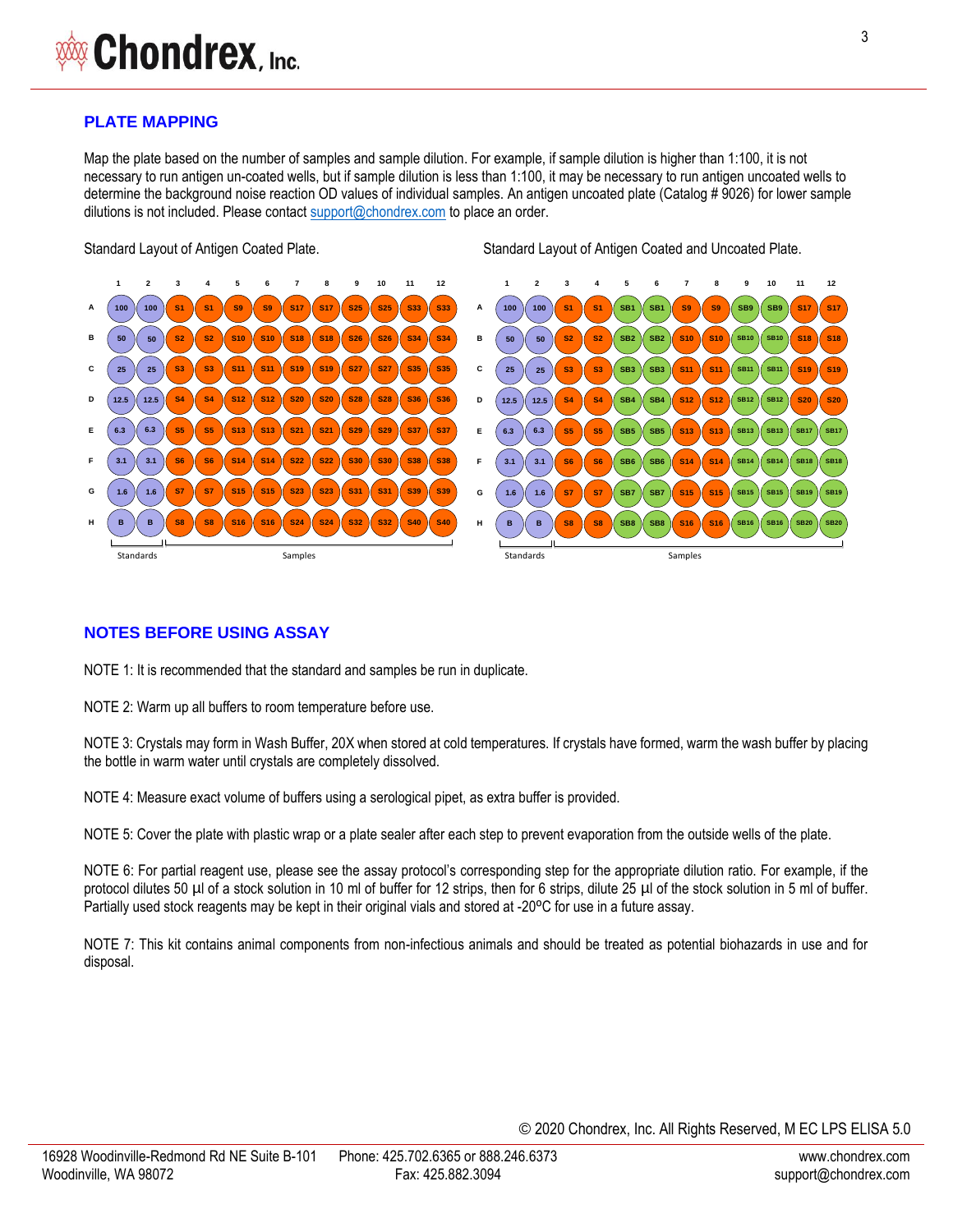## PLATE MAPPING

Map the plate based on the number of samples and sample dilution. For example, if sample dilution is higher than 1:100, it is not necessary to run antigen un-coated wells, but if sample dilution is less than 1:100, it may be necessary to run antigen uncoated wells to determine the background noise reaction OD values of individual samples. An antigen uncoated plate (Catalog # 9026) for lower sample dilutions is not included. Please contact support@chondrex.com to place an order.

Standard Layout of Antigen Coated Plate.

| | 1 | 2 | 3 | 4 | 5 | 6 | 7 | 8 | 9 | 10 | 11 | 12 |
|---|---|---|---|---|---|---|---|---|---|---|---|---|
| A | 100 | 100 | S1 | S1 | S9 | S9 | S17 | S17 | S25 | S25 | S33 | S33 |
| B | 50 | 50 | S2 | S2 | S10 | S10 | S18 | S18 | S26 | S26 | S34 | S34 |
| C | 25 | 25 | S3 | S3 | S11 | S11 | S19 | S19 | S27 | S27 | S35 | S35 |
| D | 12.5 | 12.5 | S4 | S4 | S12 | S12 | S20 | S20 | S28 | S28 | S36 | S36 |
| E | 6.3 | 6.3 | S5 | S5 | S13 | S13 | S21 | S21 | S29 | S29 | S37 | S37 |
| F | 3.1 | 3.1 | S6 | S6 | S14 | S14 | S22 | S22 | S30 | S30 | S38 | S38 |
| G | 1.6 | 1.6 | S7 | S7 | S15 | S15 | S23 | S23 | S31 | S31 | S39 | S39 |
| H | B | B | S8 | S8 | S16 | S16 | S24 | S24 | S32 | S32 | S40 | S40 |
| | Standards | | Samples | | | | | | | | | |

Standard Layout of Antigen Coated and Uncoated Plate.

| | 1 | 2 | 3 | 4 | 5 | 6 | 7 | 8 | 9 | 10 | 11 | 12 |
|---|---|---|---|---|---|---|---|---|---|---|---|---|
| A | 100 | 100 | S1 | S1 | SB1 | SB1 | S9 | S9 | SB9 | SB9 | S17 | S17 |
| B | 50 | 50 | S2 | S2 | SB2 | SB2 | S10 | S10 | SB10 | SB10 | S18 | S18 |
| C | 25 | 25 | S3 | S3 | SB3 | SB3 | S11 | S11 | SB11 | SB11 | S19 | S19 |
| D | 12.5 | 12.5 | S4 | S4 | SB4 | SB4 | S12 | S12 | SB12 | SB12 | S20 | S20 |
| E | 6.3 | 6.3 | S5 | S5 | SB5 | SB5 | S13 | S13 | SB13 | SB13 | SB17 | SB17 |
| F | 3.1 | 3.1 | S6 | S6 | SB6 | SB6 | S14 | S14 | SB14 | SB14 | SB18 | SB18 |
| G | 1.6 | 1.6 | S7 | S7 | SB7 | SB7 | S15 | S15 | SB15 | SB15 | SB19 | SB19 |
| H | B | B | S8 | S8 | SB8 | SB8 | S16 | S16 | SB16 | SB16 | SB20 | SB20 |
| | Standards | | Samples | | | | | | | | | |

## NOTES BEFORE USING ASSAY

NOTE 1: It is recommended that the standard and samples be run in duplicate.

NOTE 2: Warm up all buffers to room temperature before use.

NOTE 3: Crystals may form in Wash Buffer, 20X when stored at cold temperatures. If crystals have formed, warm the wash buffer by placing the bottle in warm water until crystals are completely dissolved.

NOTE 4: Measure exact volume of buffers using a serological pipet, as extra buffer is provided.

NOTE 5: Cover the plate with plastic wrap or a plate sealer after each step to prevent evaporation from the outside wells of the plate.

NOTE 6: For partial reagent use, please see the assay protocol's corresponding step for the appropriate dilution ratio. For example, if the protocol dilutes 50 µl of a stock solution in 10 ml of buffer for 12 strips, then for 6 strips, dilute 25 µl of the stock solution in 5 ml of buffer. Partially used stock reagents may be kept in their original vials and stored at -20ºC for use in a future assay.

NOTE 7: This kit contains animal components from non-infectious animals and should be treated as potential biohazards in use and for disposal.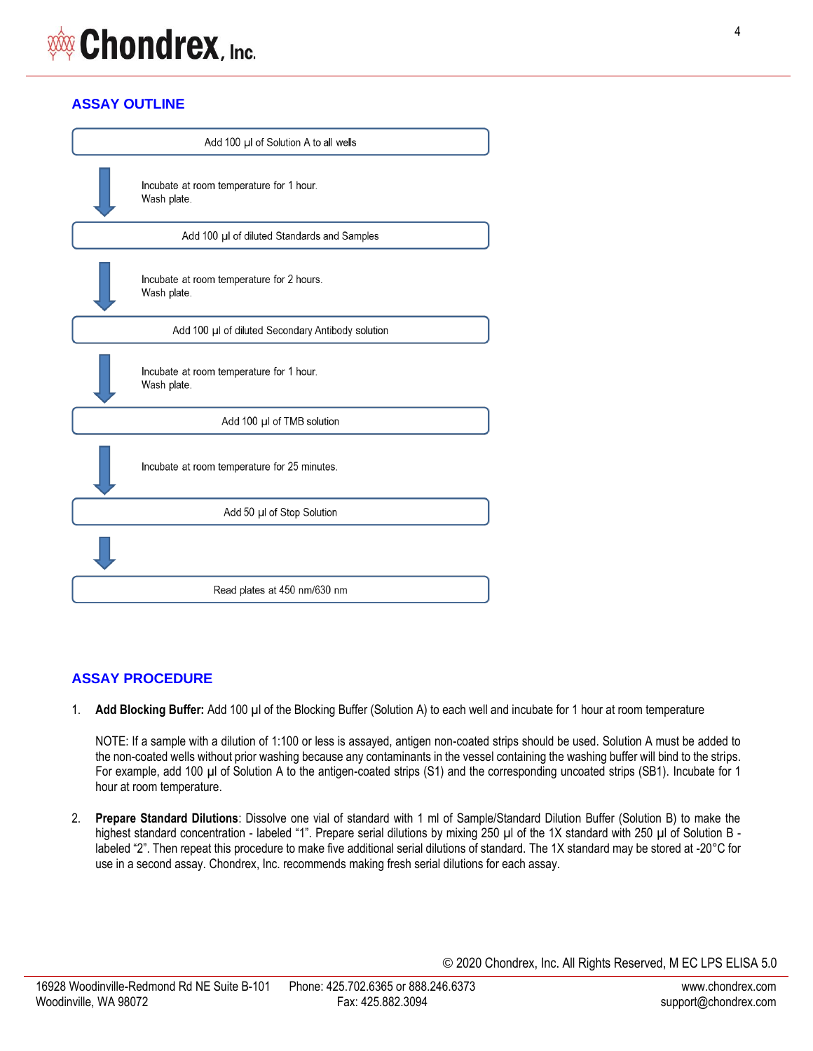## ASSAY OUTLINE

Add 100 µl of Solution A to all wells

↓ Incubate at room temperature for 1 hour.
Wash plate.

Add 100 µl of diluted Standards and Samples

↓ Incubate at room temperature for 2 hours.
Wash plate.

Add 100 µl of diluted Secondary Antibody solution

↓ Incubate at room temperature for 1 hour.
Wash plate.

Add 100 µl of TMB solution

↓ Incubate at room temperature for 25 minutes.

Add 50 µl of Stop Solution

↓

Read plates at 450 nm/630 nm

## ASSAY PROCEDURE

1. **Add Blocking Buffer:** Add 100 µl of the Blocking Buffer (Solution A) to each well and incubate for 1 hour at room temperature

   NOTE: If a sample with a dilution of 1:100 or less is assayed, antigen non-coated strips should be used. Solution A must be added to the non-coated wells without prior washing because any contaminants in the vessel containing the washing buffer will bind to the strips. For example, add 100 µl of Solution A to the antigen-coated strips (S1) and the corresponding uncoated strips (SB1). Incubate for 1 hour at room temperature.

2. **Prepare Standard Dilutions**: Dissolve one vial of standard with 1 ml of Sample/Standard Dilution Buffer (Solution B) to make the highest standard concentration - labeled "1". Prepare serial dilutions by mixing 250 µl of the 1X standard with 250 µl of Solution B - labeled "2". Then repeat this procedure to make five additional serial dilutions of standard. The 1X standard may be stored at -20°C for use in a second assay. Chondrex, Inc. recommends making fresh serial dilutions for each assay.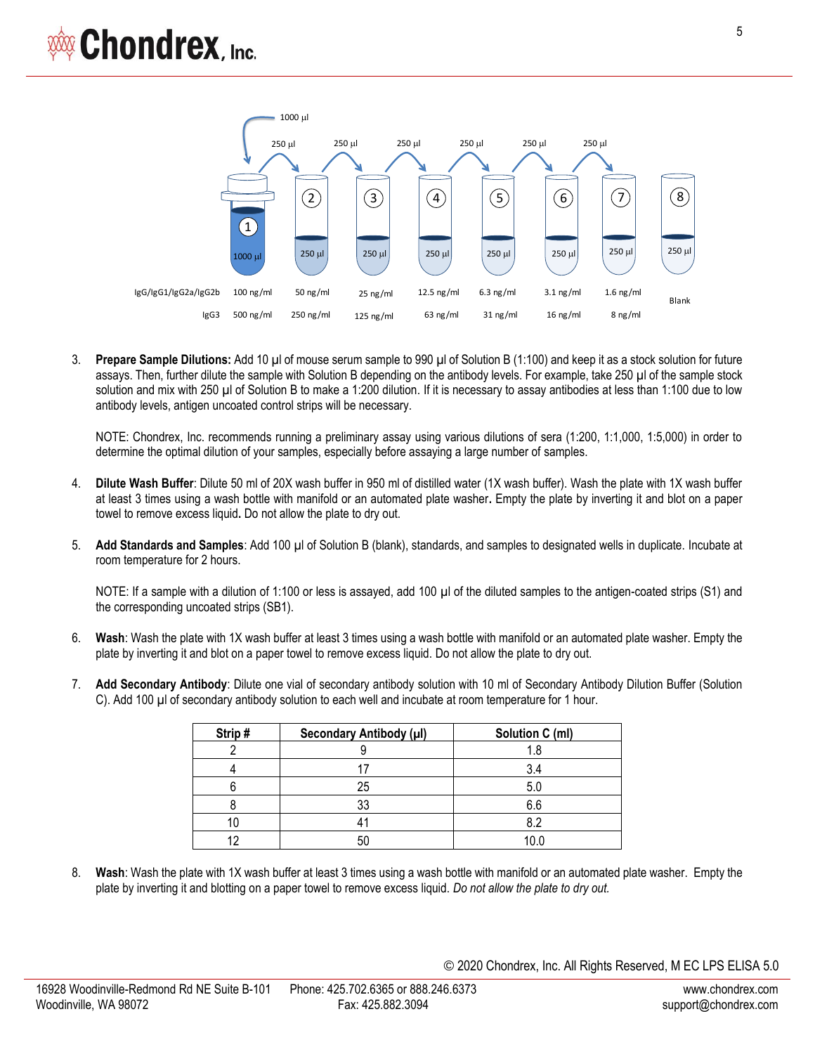| | 1 | 2 | 3 | 4 | 5 | 6 | 7 | 8 |
|---|---|---|---|---|---|---|---|---|
| Volume | 1000 µl | 250 µl | 250 µl | 250 µl | 250 µl | 250 µl | 250 µl | 250 µl |
| IgG/IgG1/IgG2a/IgG2b | 100 ng/ml | 50 ng/ml | 25 ng/ml | 12.5 ng/ml | 6.3 ng/ml | 3.1 ng/ml | 1.6 ng/ml | Blank |
| IgG3 | 500 ng/ml | 250 ng/ml | 125 ng/ml | 63 ng/ml | 31 ng/ml | 16 ng/ml | 8 ng/ml | |

1000 µl; 250 µl transferred serially from tube 1 through tube 7.

3. **Prepare Sample Dilutions:** Add 10 µl of mouse serum sample to 990 µl of Solution B (1:100) and keep it as a stock solution for future assays. Then, further dilute the sample with Solution B depending on the antibody levels. For example, take 250 µl of the sample stock solution and mix with 250 µl of Solution B to make a 1:200 dilution. If it is necessary to assay antibodies at less than 1:100 due to low antibody levels, antigen uncoated control strips will be necessary.

   NOTE: Chondrex, Inc. recommends running a preliminary assay using various dilutions of sera (1:200, 1:1,000, 1:5,000) in order to determine the optimal dilution of your samples, especially before assaying a large number of samples.

4. **Dilute Wash Buffer**: Dilute 50 ml of 20X wash buffer in 950 ml of distilled water (1X wash buffer). Wash the plate with 1X wash buffer at least 3 times using a wash bottle with manifold or an automated plate washer**.** Empty the plate by inverting it and blot on a paper towel to remove excess liquid**.** Do not allow the plate to dry out.

5. **Add Standards and Samples**: Add 100 µl of Solution B (blank), standards, and samples to designated wells in duplicate. Incubate at room temperature for 2 hours.

   NOTE: If a sample with a dilution of 1:100 or less is assayed, add 100 µl of the diluted samples to the antigen-coated strips (S1) and the corresponding uncoated strips (SB1).

6. **Wash**: Wash the plate with 1X wash buffer at least 3 times using a wash bottle with manifold or an automated plate washer. Empty the plate by inverting it and blot on a paper towel to remove excess liquid. Do not allow the plate to dry out.

7. **Add Secondary Antibody**: Dilute one vial of secondary antibody solution with 10 ml of Secondary Antibody Dilution Buffer (Solution C). Add 100 µl of secondary antibody solution to each well and incubate at room temperature for 1 hour.

| Strip # | Secondary Antibody (µl) | Solution C (ml) |
|---|---|---|
| 2 | 9 | 1.8 |
| 4 | 17 | 3.4 |
| 6 | 25 | 5.0 |
| 8 | 33 | 6.6 |
| 10 | 41 | 8.2 |
| 12 | 50 | 10.0 |

8. **Wash**: Wash the plate with 1X wash buffer at least 3 times using a wash bottle with manifold or an automated plate washer. Empty the plate by inverting it and blotting on a paper towel to remove excess liquid. *Do not allow the plate to dry out.*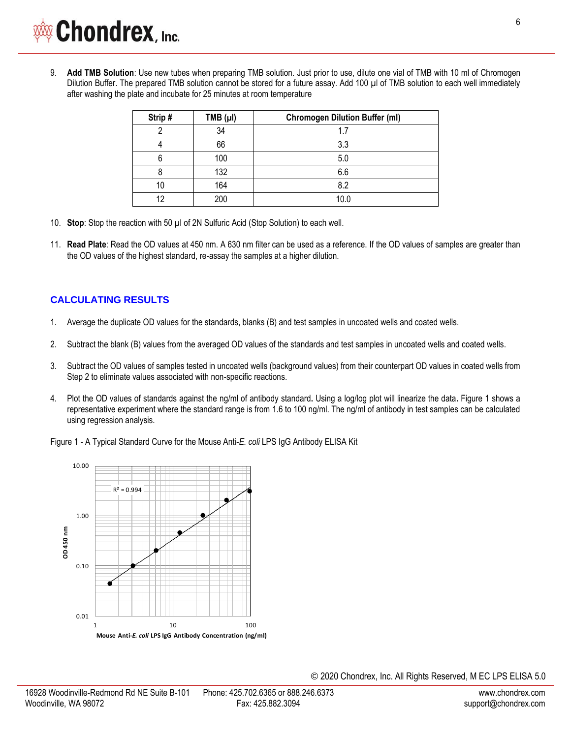9. **Add TMB Solution**: Use new tubes when preparing TMB solution. Just prior to use, dilute one vial of TMB with 10 ml of Chromogen Dilution Buffer. The prepared TMB solution cannot be stored for a future assay. Add 100 µl of TMB solution to each well immediately after washing the plate and incubate for 25 minutes at room temperature

| Strip # | TMB (µl) | Chromogen Dilution Buffer (ml) |
|---|---|---|
| 2 | 34 | 1.7 |
| 4 | 66 | 3.3 |
| 6 | 100 | 5.0 |
| 8 | 132 | 6.6 |
| 10 | 164 | 8.2 |
| 12 | 200 | 10.0 |

10. **Stop**: Stop the reaction with 50 µl of 2N Sulfuric Acid (Stop Solution) to each well.

11. **Read Plate**: Read the OD values at 450 nm. A 630 nm filter can be used as a reference. If the OD values of samples are greater than the OD values of the highest standard, re-assay the samples at a higher dilution.

## CALCULATING RESULTS

1. Average the duplicate OD values for the standards, blanks (B) and test samples in uncoated wells and coated wells.

2. Subtract the blank (B) values from the averaged OD values of the standards and test samples in uncoated wells and coated wells.

3. Subtract the OD values of samples tested in uncoated wells (background values) from their counterpart OD values in coated wells from Step 2 to eliminate values associated with non-specific reactions.

4. Plot the OD values of standards against the ng/ml of antibody standard**.** Using a log/log plot will linearize the data**.** Figure 1 shows a representative experiment where the standard range is from 1.6 to 100 ng/ml. The ng/ml of antibody in test samples can be calculated using regression analysis.

Figure 1 - A Typical Standard Curve for the Mouse Anti-*E. coli* LPS IgG Antibody ELISA Kit

$R^2 = 0.994$

OD 450 nm

Mouse Anti-*E. coli* LPS IgG Antibody Concentration (ng/ml)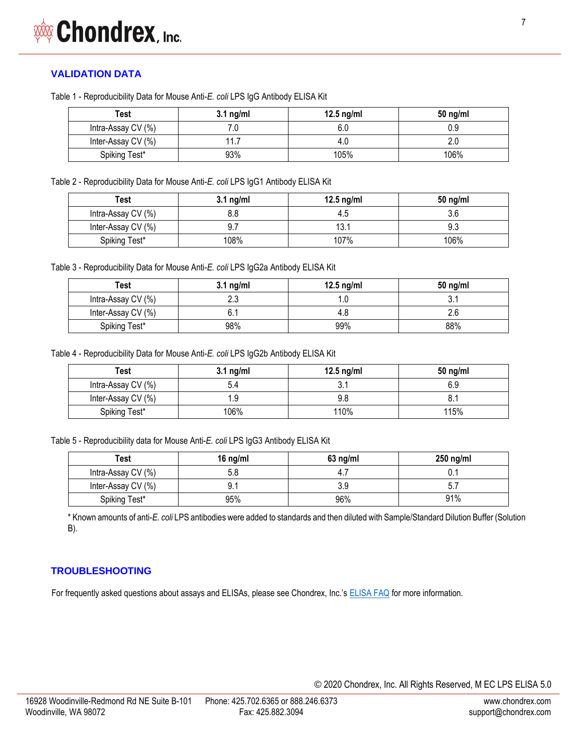## VALIDATION DATA

Table 1 - Reproducibility Data for Mouse Anti-*E. coli* LPS IgG Antibody ELISA Kit

| Test | 3.1 ng/ml | 12.5 ng/ml | 50 ng/ml |
|---|---|---|---|
| Intra-Assay CV (%) | 7.0 | 6.0 | 0.9 |
| Inter-Assay CV (%) | 11.7 | 4.0 | 2.0 |
| Spiking Test* | 93% | 105% | 106% |

Table 2 - Reproducibility Data for Mouse Anti-*E. coli* LPS IgG1 Antibody ELISA Kit

| Test | 3.1 ng/ml | 12.5 ng/ml | 50 ng/ml |
|---|---|---|---|
| Intra-Assay CV (%) | 8.8 | 4.5 | 3.6 |
| Inter-Assay CV (%) | 9.7 | 13.1 | 9.3 |
| Spiking Test* | 108% | 107% | 106% |

Table 3 - Reproducibility Data for Mouse Anti-*E. coli* LPS IgG2a Antibody ELISA Kit

| Test | 3.1 ng/ml | 12.5 ng/ml | 50 ng/ml |
|---|---|---|---|
| Intra-Assay CV (%) | 2.3 | 1.0 | 3.1 |
| Inter-Assay CV (%) | 6.1 | 4.8 | 2.6 |
| Spiking Test* | 98% | 99% | 88% |

Table 4 - Reproducibility Data for Mouse Anti-*E. coli* LPS IgG2b Antibody ELISA Kit

| Test | 3.1 ng/ml | 12.5 ng/ml | 50 ng/ml |
|---|---|---|---|
| Intra-Assay CV (%) | 5.4 | 3.1 | 6.9 |
| Inter-Assay CV (%) | 1.9 | 9.8 | 8.1 |
| Spiking Test* | 106% | 110% | 115% |

Table 5 - Reproducibility data for Mouse Anti-*E. coli* LPS IgG3 Antibody ELISA Kit

| Test | 16 ng/ml | 63 ng/ml | 250 ng/ml |
|---|---|---|---|
| Intra-Assay CV (%) | 5.8 | 4.7 | 0.1 |
| Inter-Assay CV (%) | 9.1 | 3.9 | 5.7 |
| Spiking Test* | 95% | 96% | 91% |

* Known amounts of anti-*E. coli* LPS antibodies were added to standards and then diluted with Sample/Standard Dilution Buffer (Solution B).

## TROUBLESHOOTING

For frequently asked questions about assays and ELISAs, please see Chondrex, Inc.'s ELISA FAQ for more information.

© 2020 Chondrex, Inc. All Rights Reserved, M EC LPS ELISA 5.0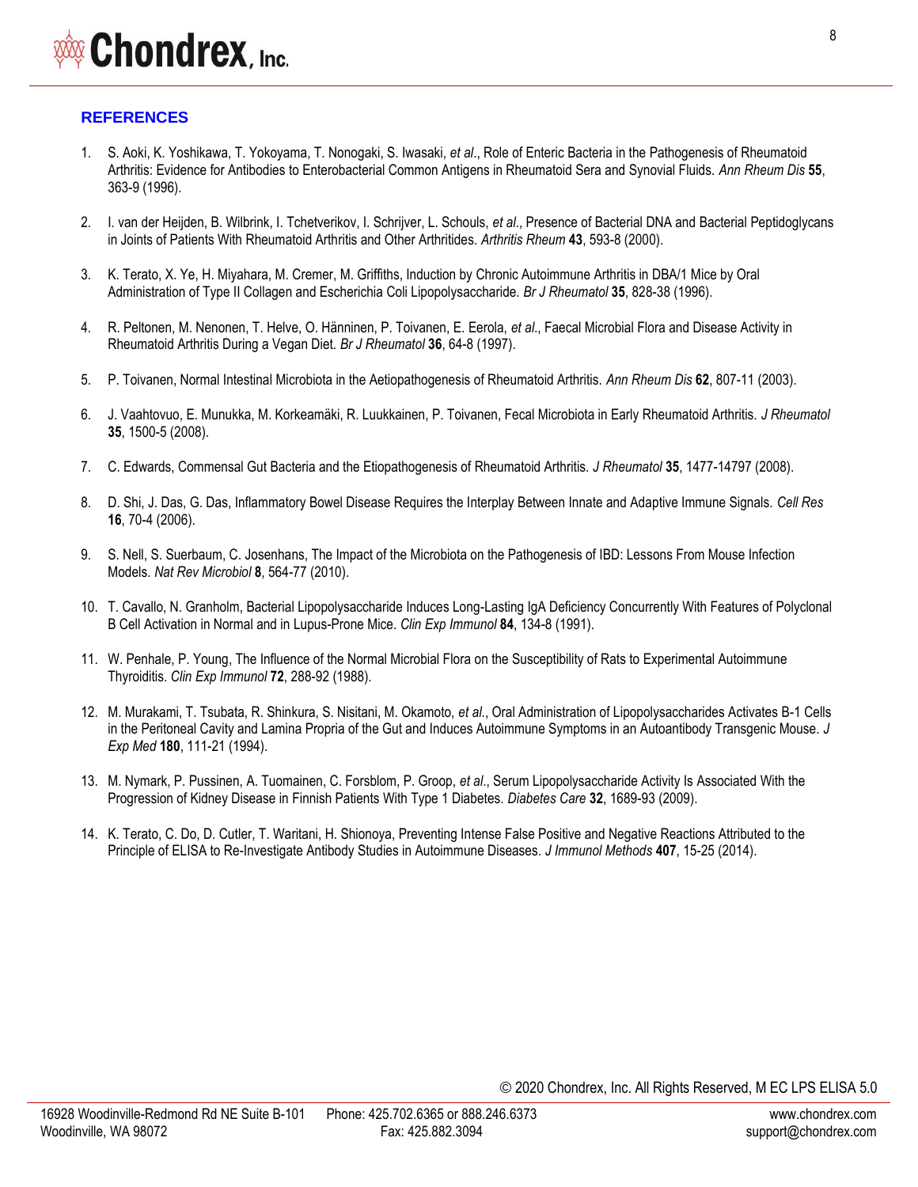## REFERENCES

1. S. Aoki, K. Yoshikawa, T. Yokoyama, T. Nonogaki, S. Iwasaki, *et al*., Role of Enteric Bacteria in the Pathogenesis of Rheumatoid Arthritis: Evidence for Antibodies to Enterobacterial Common Antigens in Rheumatoid Sera and Synovial Fluids. *Ann Rheum Dis* **55**, 363-9 (1996).

2. I. van der Heijden, B. Wilbrink, I. Tchetverikov, I. Schrijver, L. Schouls, *et al*., Presence of Bacterial DNA and Bacterial Peptidoglycans in Joints of Patients With Rheumatoid Arthritis and Other Arthritides. *Arthritis Rheum* **43**, 593-8 (2000).

3. K. Terato, X. Ye, H. Miyahara, M. Cremer, M. Griffiths, Induction by Chronic Autoimmune Arthritis in DBA/1 Mice by Oral Administration of Type II Collagen and Escherichia Coli Lipopolysaccharide. *Br J Rheumatol* **35**, 828-38 (1996).

4. R. Peltonen, M. Nenonen, T. Helve, O. Hänninen, P. Toivanen, E. Eerola, *et al*., Faecal Microbial Flora and Disease Activity in Rheumatoid Arthritis During a Vegan Diet. *Br J Rheumatol* **36**, 64-8 (1997).

5. P. Toivanen, Normal Intestinal Microbiota in the Aetiopathogenesis of Rheumatoid Arthritis. *Ann Rheum Dis* **62**, 807-11 (2003).

6. J. Vaahtovuo, E. Munukka, M. Korkeamäki, R. Luukkainen, P. Toivanen, Fecal Microbiota in Early Rheumatoid Arthritis. *J Rheumatol* **35**, 1500-5 (2008).

7. C. Edwards, Commensal Gut Bacteria and the Etiopathogenesis of Rheumatoid Arthritis. *J Rheumatol* **35**, 1477-14797 (2008).

8. D. Shi, J. Das, G. Das, Inflammatory Bowel Disease Requires the Interplay Between Innate and Adaptive Immune Signals. *Cell Res* **16**, 70-4 (2006).

9. S. Nell, S. Suerbaum, C. Josenhans, The Impact of the Microbiota on the Pathogenesis of IBD: Lessons From Mouse Infection Models. *Nat Rev Microbiol* **8**, 564-77 (2010).

10. T. Cavallo, N. Granholm, Bacterial Lipopolysaccharide Induces Long-Lasting IgA Deficiency Concurrently With Features of Polyclonal B Cell Activation in Normal and in Lupus-Prone Mice. *Clin Exp Immunol* **84**, 134-8 (1991).

11. W. Penhale, P. Young, The Influence of the Normal Microbial Flora on the Susceptibility of Rats to Experimental Autoimmune Thyroiditis. *Clin Exp Immunol* **72**, 288-92 (1988).

12. M. Murakami, T. Tsubata, R. Shinkura, S. Nisitani, M. Okamoto, *et al*., Oral Administration of Lipopolysaccharides Activates B-1 Cells in the Peritoneal Cavity and Lamina Propria of the Gut and Induces Autoimmune Symptoms in an Autoantibody Transgenic Mouse. *J Exp Med* **180**, 111-21 (1994).

13. M. Nymark, P. Pussinen, A. Tuomainen, C. Forsblom, P. Groop, *et al*., Serum Lipopolysaccharide Activity Is Associated With the Progression of Kidney Disease in Finnish Patients With Type 1 Diabetes. *Diabetes Care* **32**, 1689-93 (2009).

14. K. Terato, C. Do, D. Cutler, T. Waritani, H. Shionoya, Preventing Intense False Positive and Negative Reactions Attributed to the Principle of ELISA to Re-Investigate Antibody Studies in Autoimmune Diseases. *J Immunol Methods* **407**, 15-25 (2014).